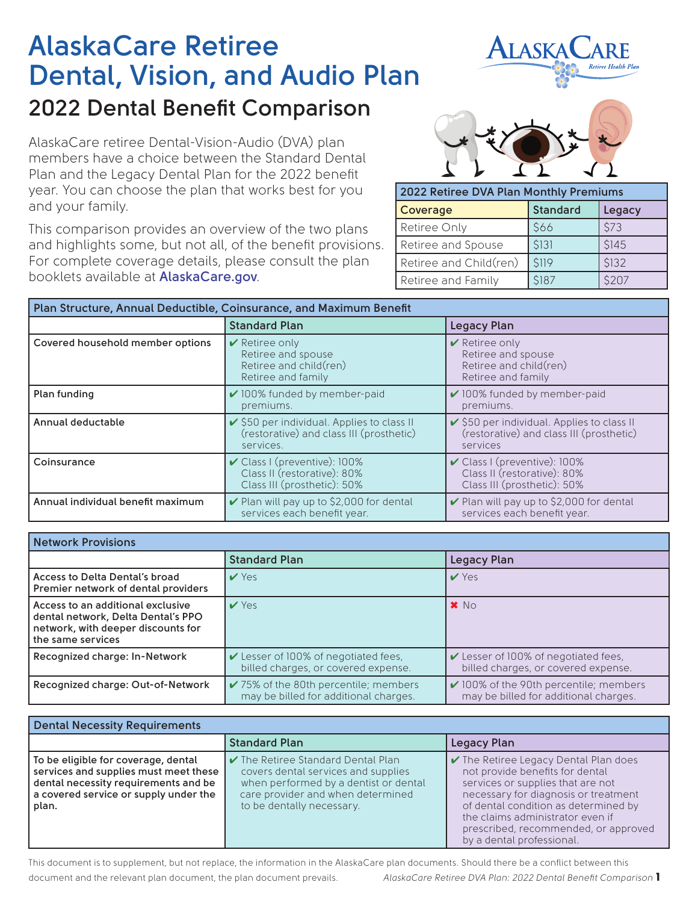# AlaskaCare Retiree Dental, Vision, and Audio Plan

## 2022 Dental Benefit Comparison

AlaskaCare retiree Dental-Vision-Audio (DVA) plan members have a choice between the Standard Dental Plan and the Legacy Dental Plan for the 2022 benefit year. You can choose the plan that works best for you and your family.

This comparison provides an overview of the two plans and highlights some, but not all, of the benefit provisions. For complete coverage details, please consult the plan booklets available at **AlaskaCare.gov**.

| 2022 Retiree DVA Plan Monthly Premiums | | |
|---|---|---|
| **Coverage** | **Standard** | **Legacy** |
| Retiree Only | $66 | $73 |
| Retiree and Spouse | $131 | $145 |
| Retiree and Child(ren) | $119 | $132 |
| Retiree and Family | $187 | $207 |

| Plan Structure, Annual Deductible, Coinsurance, and Maximum Benefit | | |
|---|---|---|
| | **Standard Plan** | **Legacy Plan** |
| **Covered household member options** | ✔ Retiree only<br>Retiree and spouse<br>Retiree and child(ren)<br>Retiree and family | ✔ Retiree only<br>Retiree and spouse<br>Retiree and child(ren)<br>Retiree and family |
| **Plan funding** | ✔ 100% funded by member-paid premiums. | ✔ 100% funded by member-paid premiums. |
| **Annual deductable** | ✔ $50 per individual. Applies to class II (restorative) and class III (prosthetic) services. | ✔ $50 per individual. Applies to class II (restorative) and class III (prosthetic) services |
| **Coinsurance** | ✔ Class I (preventive): 100%<br>Class II (restorative): 80%<br>Class III (prosthetic): 50% | ✔ Class I (preventive): 100%<br>Class II (restorative): 80%<br>Class III (prosthetic): 50% |
| **Annual individual benefit maximum** | ✔ Plan will pay up to $2,000 for dental services each benefit year. | ✔ Plan will pay up to $2,000 for dental services each benefit year. |

| Network Provisions | | |
|---|---|---|
| | **Standard Plan** | **Legacy Plan** |
| **Access to Delta Dental's broad Premier network of dental providers** | ✔ Yes | ✔ Yes |
| **Access to an additional exclusive dental network, Delta Dental's PPO network, with deeper discounts for the same services** | ✔ Yes | ✖ No |
| **Recognized charge: In-Network** | ✔ Lesser of 100% of negotiated fees, billed charges, or covered expense. | ✔ Lesser of 100% of negotiated fees, billed charges, or covered expense. |
| **Recognized charge: Out-of-Network** | ✔ 75% of the 80th percentile; members may be billed for additional charges. | ✔ 100% of the 90th percentile; members may be billed for additional charges. |

| Dental Necessity Requirements | | |
|---|---|---|
| | **Standard Plan** | **Legacy Plan** |
| **To be eligible for coverage, dental services and supplies must meet these dental necessity requirements and be a covered service or supply under the plan.** | ✔ The Retiree Standard Dental Plan covers dental services and supplies when performed by a dentist or dental care provider and when determined to be dentally necessary. | ✔ The Retiree Legacy Dental Plan does not provide benefits for dental services or supplies that are not necessary for diagnosis or treatment of dental condition as determined by the claims administrator even if prescribed, recommended, or approved by a dental professional. |

This document is to supplement, but not replace, the information in the AlaskaCare plan documents. Should there be a conflict between this document and the relevant plan document, the plan document prevails.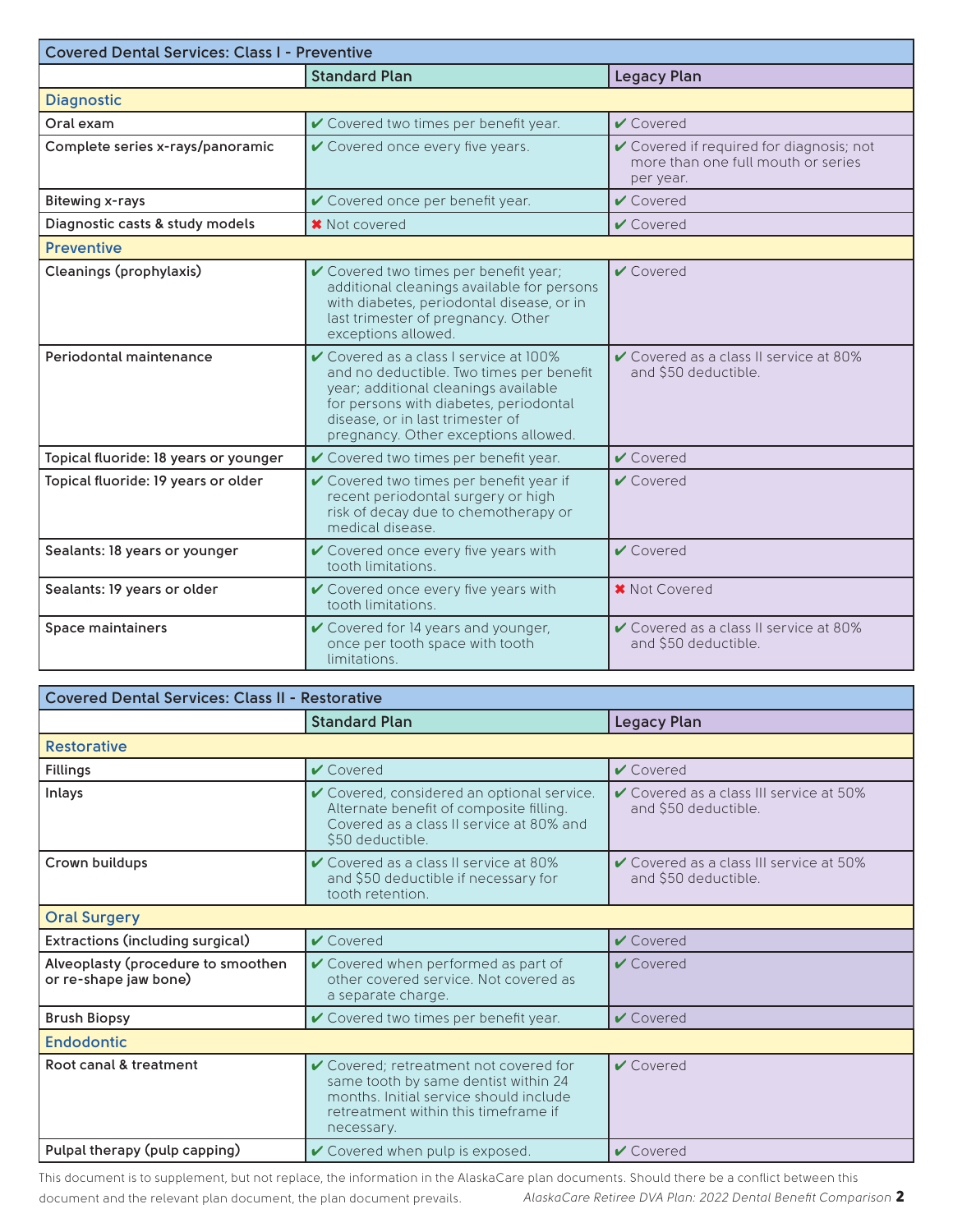| Covered Dental Services: Class I - Preventive | | |
|---|---|---|
| | **Standard Plan** | **Legacy Plan** |
| **Diagnostic** | | |
| Oral exam | ✔ Covered two times per benefit year. | ✔ Covered |
| Complete series x-rays/panoramic | ✔ Covered once every five years. | ✔ Covered if required for diagnosis; not more than one full mouth or series per year. |
| Bitewing x-rays | ✔ Covered once per benefit year. | ✔ Covered |
| Diagnostic casts & study models | ✖ Not covered | ✔ Covered |
| **Preventive** | | |
| Cleanings (prophylaxis) | ✔ Covered two times per benefit year; additional cleanings available for persons with diabetes, periodontal disease, or in last trimester of pregnancy. Other exceptions allowed. | ✔ Covered |
| Periodontal maintenance | ✔ Covered as a class I service at 100% and no deductible. Two times per benefit year; additional cleanings available for persons with diabetes, periodontal disease, or in last trimester of pregnancy. Other exceptions allowed. | ✔ Covered as a class II service at 80% and $50 deductible. |
| Topical fluoride: 18 years or younger | ✔ Covered two times per benefit year. | ✔ Covered |
| Topical fluoride: 19 years or older | ✔ Covered two times per benefit year if recent periodontal surgery or high risk of decay due to chemotherapy or medical disease. | ✔ Covered |
| Sealants: 18 years or younger | ✔ Covered once every five years with tooth limitations. | ✔ Covered |
| Sealants: 19 years or older | ✔ Covered once every five years with tooth limitations. | ✖ Not Covered |
| Space maintainers | ✔ Covered for 14 years and younger, once per tooth space with tooth limitations. | ✔ Covered as a class II service at 80% and $50 deductible. |

| Covered Dental Services: Class II - Restorative | | |
|---|---|---|
| | **Standard Plan** | **Legacy Plan** |
| **Restorative** | | |
| Fillings | ✔ Covered | ✔ Covered |
| Inlays | ✔ Covered, considered an optional service. Alternate benefit of composite filling. Covered as a class II service at 80% and $50 deductible. | ✔ Covered as a class III service at 50% and $50 deductible. |
| Crown buildups | ✔ Covered as a class II service at 80% and $50 deductible if necessary for tooth retention. | ✔ Covered as a class III service at 50% and $50 deductible. |
| **Oral Surgery** | | |
| Extractions (including surgical) | ✔ Covered | ✔ Covered |
| Alveoplasty (procedure to smoothen or re-shape jaw bone) | ✔ Covered when performed as part of other covered service. Not covered as a separate charge. | ✔ Covered |
| Brush Biopsy | ✔ Covered two times per benefit year. | ✔ Covered |
| **Endodontic** | | |
| Root canal & treatment | ✔ Covered; retreatment not covered for same tooth by same dentist within 24 months. Initial service should include retreatment within this timeframe if necessary. | ✔ Covered |
| Pulpal therapy (pulp capping) | ✔ Covered when pulp is exposed. | ✔ Covered |

This document is to supplement, but not replace, the information in the AlaskaCare plan documents. Should there be a conflict between this document and the relevant plan document, the plan document prevails.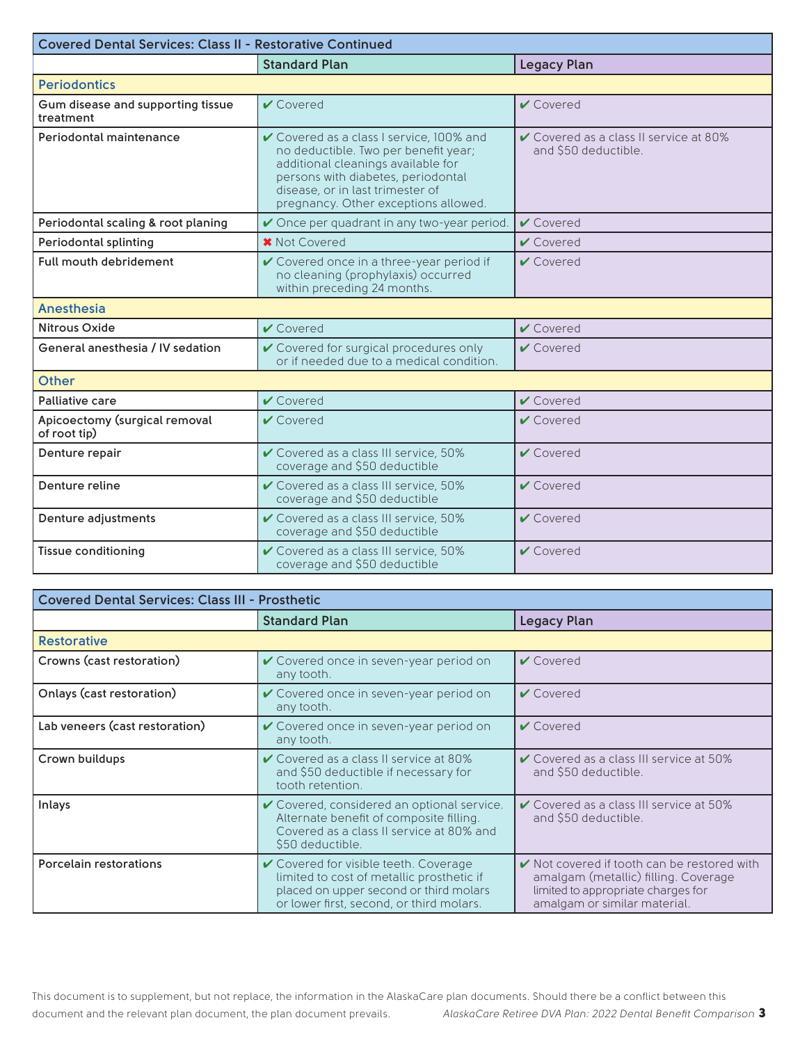| Covered Dental Services: Class II - Restorative Continued | | |
|---|---|---|
| | **Standard Plan** | **Legacy Plan** |
| **Periodontics** | | |
| Gum disease and supporting tissue treatment | ✔ Covered | ✔ Covered |
| Periodontal maintenance | ✔ Covered as a class I service, 100% and no deductible. Two per benefit year; additional cleanings available for persons with diabetes, periodontal disease, or in last trimester of pregnancy. Other exceptions allowed. | ✔ Covered as a class II service at 80% and $50 deductible. |
| Periodontal scaling & root planing | ✔ Once per quadrant in any two-year period. | ✔ Covered |
| Periodontal splinting | ✖ Not Covered | ✔ Covered |
| Full mouth debridement | ✔ Covered once in a three-year period if no cleaning (prophylaxis) occurred within preceding 24 months. | ✔ Covered |
| **Anesthesia** | | |
| Nitrous Oxide | ✔ Covered | ✔ Covered |
| General anesthesia / IV sedation | ✔ Covered for surgical procedures only or if needed due to a medical condition. | ✔ Covered |
| **Other** | | |
| Palliative care | ✔ Covered | ✔ Covered |
| Apicoectomy (surgical removal of root tip) | ✔ Covered | ✔ Covered |
| Denture repair | ✔ Covered as a class III service, 50% coverage and $50 deductible | ✔ Covered |
| Denture reline | ✔ Covered as a class III service, 50% coverage and $50 deductible | ✔ Covered |
| Denture adjustments | ✔ Covered as a class III service, 50% coverage and $50 deductible | ✔ Covered |
| Tissue conditioning | ✔ Covered as a class III service, 50% coverage and $50 deductible | ✔ Covered |

| Covered Dental Services: Class III - Prosthetic | | |
|---|---|---|
| | **Standard Plan** | **Legacy Plan** |
| **Restorative** | | |
| Crowns (cast restoration) | ✔ Covered once in seven-year period on any tooth. | ✔ Covered |
| Onlays (cast restoration) | ✔ Covered once in seven-year period on any tooth. | ✔ Covered |
| Lab veneers (cast restoration) | ✔ Covered once in seven-year period on any tooth. | ✔ Covered |
| Crown buildups | ✔ Covered as a class II service at 80% and $50 deductible if necessary for tooth retention. | ✔ Covered as a class III service at 50% and $50 deductible. |
| Inlays | ✔ Covered, considered an optional service. Alternate benefit of composite filling. Covered as a class II service at 80% and $50 deductible. | ✔ Covered as a class III service at 50% and $50 deductible. |
| Porcelain restorations | ✔ Covered for visible teeth. Coverage limited to cost of metallic prosthetic if placed on upper second or third molars or lower first, second, or third molars. | ✔ Not covered if tooth can be restored with amalgam (metallic) filling. Coverage limited to appropriate charges for amalgam or similar material. |

This document is to supplement, but not replace, the information in the AlaskaCare plan documents. Should there be a conflict between this document and the relevant plan document, the plan document prevails.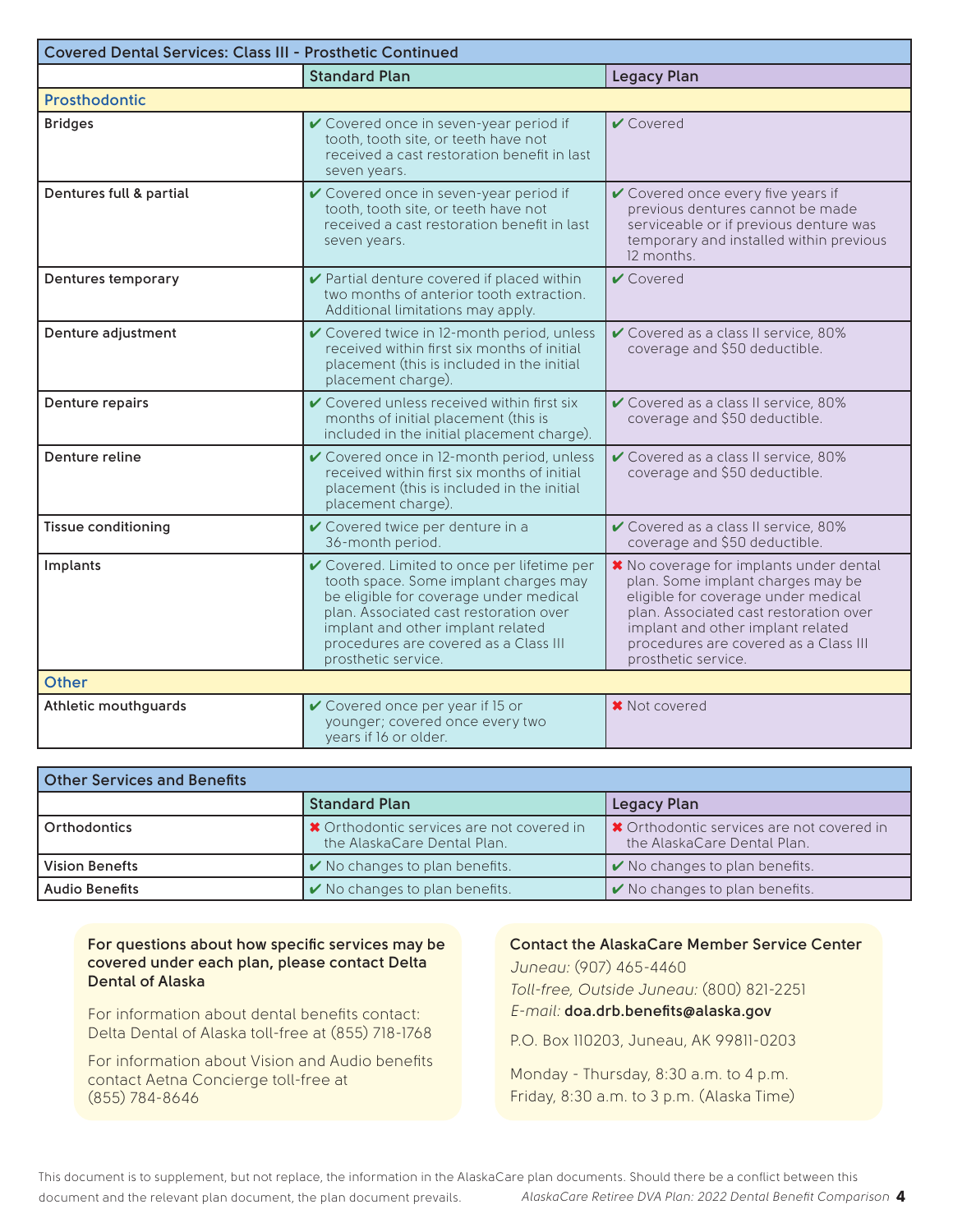| Covered Dental Services: Class III - Prosthetic Continued | | |
|---|---|---|
| | **Standard Plan** | **Legacy Plan** |
| **Prosthodontic** | | |
| Bridges | ✔ Covered once in seven-year period if tooth, tooth site, or teeth have not received a cast restoration benefit in last seven years. | ✔ Covered |
| Dentures full & partial | ✔ Covered once in seven-year period if tooth, tooth site, or teeth have not received a cast restoration benefit in last seven years. | ✔ Covered once every five years if previous dentures cannot be made serviceable or if previous denture was temporary and installed within previous 12 months. |
| Dentures temporary | ✔ Partial denture covered if placed within two months of anterior tooth extraction. Additional limitations may apply. | ✔ Covered |
| Denture adjustment | ✔ Covered twice in 12-month period, unless received within first six months of initial placement (this is included in the initial placement charge). | ✔ Covered as a class II service, 80% coverage and $50 deductible. |
| Denture repairs | ✔ Covered unless received within first six months of initial placement (this is included in the initial placement charge). | ✔ Covered as a class II service, 80% coverage and $50 deductible. |
| Denture reline | ✔ Covered once in 12-month period, unless received within first six months of initial placement (this is included in the initial placement charge). | ✔ Covered as a class II service, 80% coverage and $50 deductible. |
| Tissue conditioning | ✔ Covered twice per denture in a 36-month period. | ✔ Covered as a class II service, 80% coverage and $50 deductible. |
| Implants | ✔ Covered. Limited to once per lifetime per tooth space. Some implant charges may be eligible for coverage under medical plan. Associated cast restoration over implant and other implant related procedures are covered as a Class III prosthetic service. | ✖ No coverage for implants under dental plan. Some implant charges may be eligible for coverage under medical plan. Associated cast restoration over implant and other implant related procedures are covered as a Class III prosthetic service. |
| **Other** | | |
| Athletic mouthguards | ✔ Covered once per year if 15 or younger; covered once every two years if 16 or older. | ✖ Not covered |

| Other Services and Benefits | | |
|---|---|---|
| | **Standard Plan** | **Legacy Plan** |
| Orthodontics | ✖ Orthodontic services are not covered in the AlaskaCare Dental Plan. | ✖ Orthodontic services are not covered in the AlaskaCare Dental Plan. |
| Vision Benefits | ✔ No changes to plan benefits. | ✔ No changes to plan benefits. |
| Audio Benefits | ✔ No changes to plan benefits. | ✔ No changes to plan benefits. |

**For questions about how specific services may be covered under each plan, please contact Delta Dental of Alaska**

For information about dental benefits contact: Delta Dental of Alaska toll-free at (855) 718-1768

For information about Vision and Audio benefits contact Aetna Concierge toll-free at (855) 784-8646

**Contact the AlaskaCare Member Service Center**

*Juneau:* (907) 465-4460
*Toll-free, Outside Juneau:* (800) 821-2251
*E-mail:* **doa.drb.benefits@alaska.gov**

P.O. Box 110203, Juneau, AK 99811-0203

Monday - Thursday, 8:30 a.m. to 4 p.m.
Friday, 8:30 a.m. to 3 p.m. (Alaska Time)

This document is to supplement, but not replace, the information in the AlaskaCare plan documents. Should there be a conflict between this document and the relevant plan document, the plan document prevails.